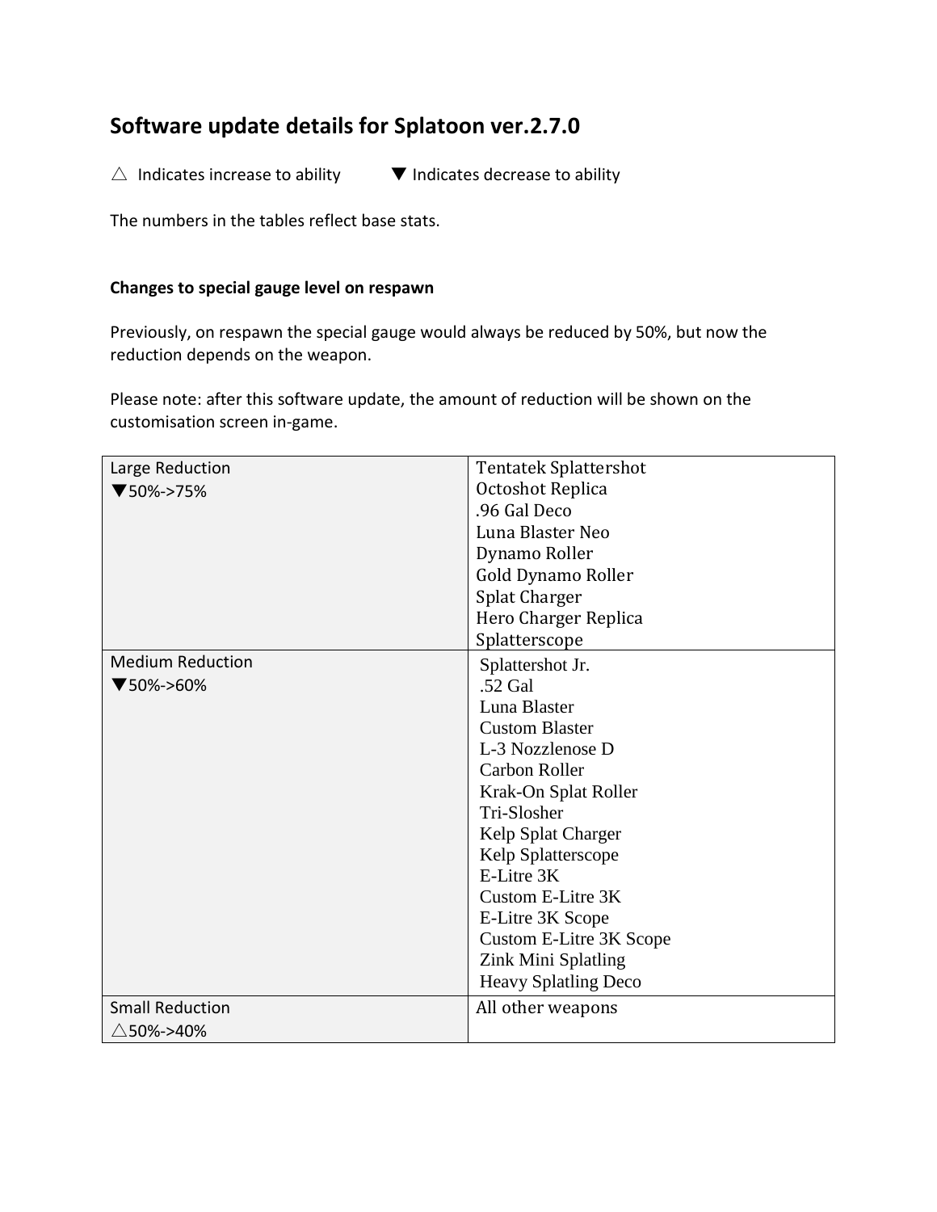# Software update details for Splatoon ver.2.7.0

△ Indicates increase to ability ▼ Indicates decrease to ability

The numbers in the tables reflect base stats.

### Changes to special gauge level on respawn

Previously, on respawn the special gauge would always be reduced by 50%, but now the reduction depends on the weapon.

Please note: after this software update, the amount of reduction will be shown on the customisation screen in-game.

| Reduction | Weapons |
| --- | --- |
| Large Reduction<br>▼50%->75% | Tentatek Splattershot<br>Octoshot Replica<br>.96 Gal Deco<br>Luna Blaster Neo<br>Dynamo Roller<br>Gold Dynamo Roller<br>Splat Charger<br>Hero Charger Replica<br>Splatterscope |
| Medium Reduction<br>▼50%->60% | Splattershot Jr.<br>.52 Gal<br>Luna Blaster<br>Custom Blaster<br>L-3 Nozzlenose D<br>Carbon Roller<br>Krak-On Splat Roller<br>Tri-Slosher<br>Kelp Splat Charger<br>Kelp Splatterscope<br>E-Litre 3K<br>Custom E-Litre 3K<br>E-Litre 3K Scope<br>Custom E-Litre 3K Scope<br>Zink Mini Splatling<br>Heavy Splatling Deco |
| Small Reduction<br>△50%->40% | All other weapons |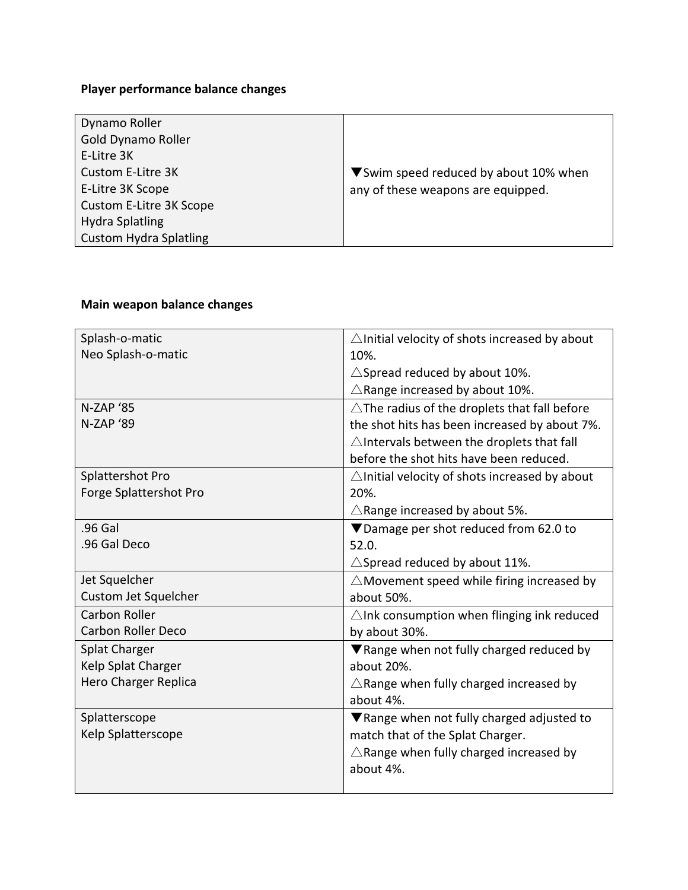**Player performance balance changes**

| | |
|---|---|
| Dynamo Roller<br>Gold Dynamo Roller<br>E-Litre 3K<br>Custom E-Litre 3K<br>E-Litre 3K Scope<br>Custom E-Litre 3K Scope<br>Hydra Splatling<br>Custom Hydra Splatling | ▼Swim speed reduced by about 10% when any of these weapons are equipped. |

**Main weapon balance changes**

| | |
|---|---|
| Splash-o-matic<br>Neo Splash-o-matic | △Initial velocity of shots increased by about 10%.<br>△Spread reduced by about 10%.<br>△Range increased by about 10%. |
| N-ZAP '85<br>N-ZAP '89 | △The radius of the droplets that fall before the shot hits has been increased by about 7%.<br>△Intervals between the droplets that fall before the shot hits have been reduced. |
| Splattershot Pro<br>Forge Splattershot Pro | △Initial velocity of shots increased by about 20%.<br>△Range increased by about 5%. |
| .96 Gal<br>.96 Gal Deco | ▼Damage per shot reduced from 62.0 to 52.0.<br>△Spread reduced by about 11%. |
| Jet Squelcher<br>Custom Jet Squelcher | △Movement speed while firing increased by about 50%. |
| Carbon Roller<br>Carbon Roller Deco | △Ink consumption when flinging ink reduced by about 30%. |
| Splat Charger<br>Kelp Splat Charger<br>Hero Charger Replica | ▼Range when not fully charged reduced by about 20%.<br>△Range when fully charged increased by about 4%. |
| Splatterscope<br>Kelp Splatterscope | ▼Range when not fully charged adjusted to match that of the Splat Charger.<br>△Range when fully charged increased by about 4%. |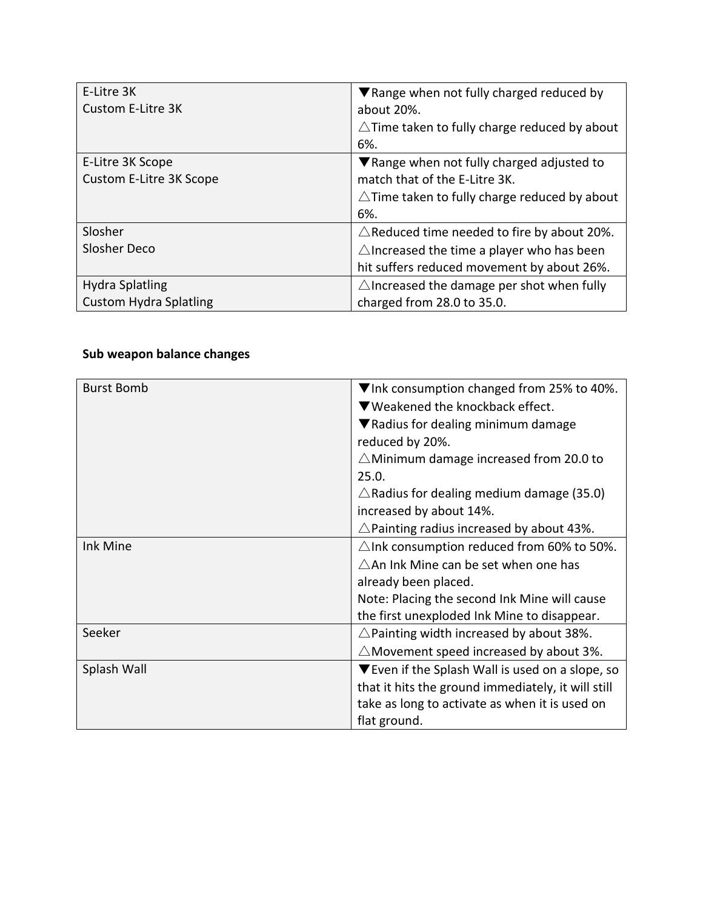| | |
|---|---|
| E-Litre 3K<br>Custom E-Litre 3K | ▼Range when not fully charged reduced by about 20%.<br>△Time taken to fully charge reduced by about 6%. |
| E-Litre 3K Scope<br>Custom E-Litre 3K Scope | ▼Range when not fully charged adjusted to match that of the E-Litre 3K.<br>△Time taken to fully charge reduced by about 6%. |
| Slosher<br>Slosher Deco | △Reduced time needed to fire by about 20%.<br>△Increased the time a player who has been hit suffers reduced movement by about 26%. |
| Hydra Splatling<br>Custom Hydra Splatling | △Increased the damage per shot when fully charged from 28.0 to 35.0. |

**Sub weapon balance changes**

| | |
|---|---|
| Burst Bomb | ▼Ink consumption changed from 25% to 40%.<br>▼Weakened the knockback effect.<br>▼Radius for dealing minimum damage reduced by 20%.<br>△Minimum damage increased from 20.0 to 25.0.<br>△Radius for dealing medium damage (35.0) increased by about 14%.<br>△Painting radius increased by about 43%. |
| Ink Mine | △Ink consumption reduced from 60% to 50%.<br>△An Ink Mine can be set when one has already been placed.<br>Note: Placing the second Ink Mine will cause the first unexploded Ink Mine to disappear. |
| Seeker | △Painting width increased by about 38%.<br>△Movement speed increased by about 3%. |
| Splash Wall | ▼Even if the Splash Wall is used on a slope, so that it hits the ground immediately, it will still take as long to activate as when it is used on flat ground. |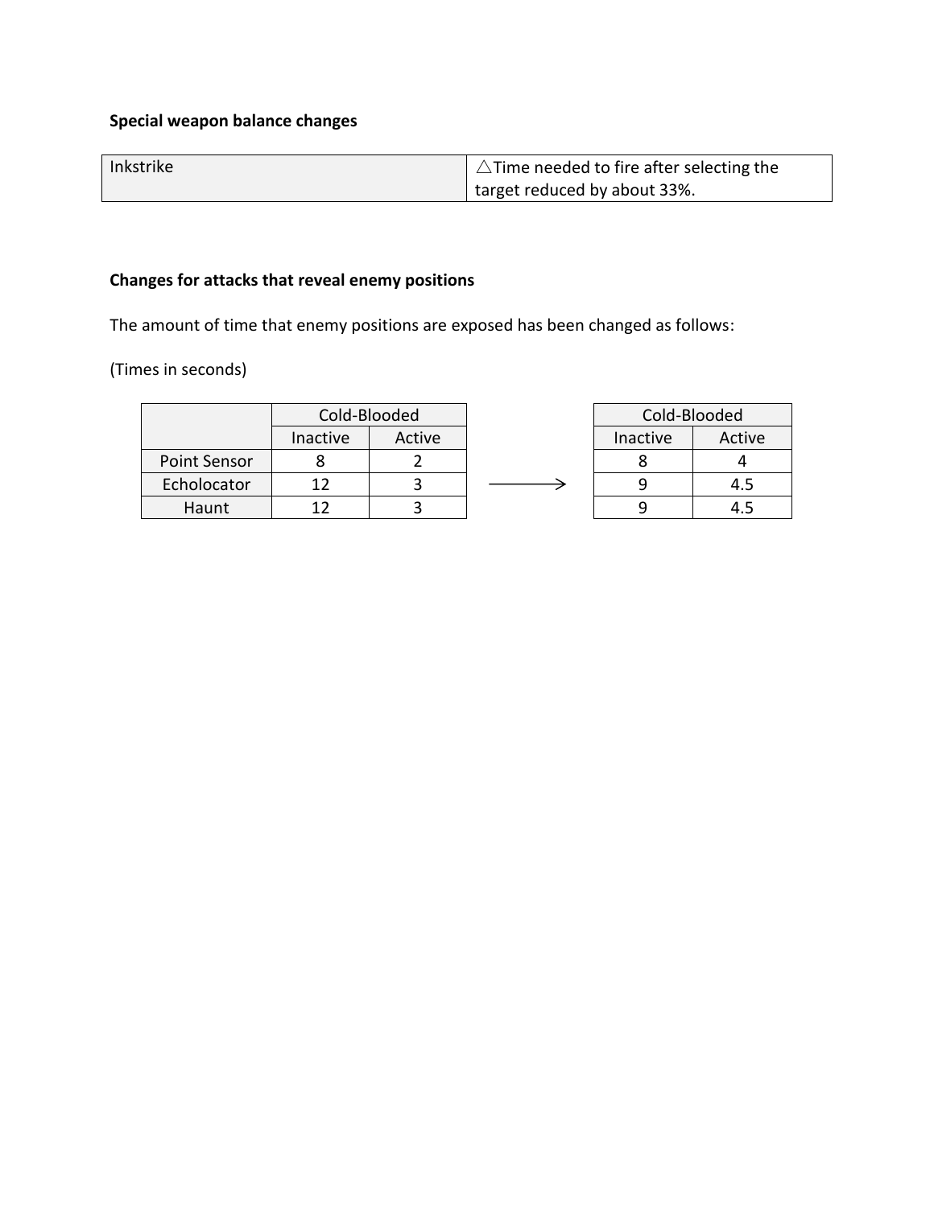**Special weapon balance changes**

| | |
|---|---|
| Inkstrike | △Time needed to fire after selecting the target reduced by about 33%. |

**Changes for attacks that reveal enemy positions**

The amount of time that enemy positions are exposed has been changed as follows:

(Times in seconds)

| | Cold-Blooded | | → | Cold-Blooded | |
|---|---|---|---|---|---|
| | Inactive | Active | | Inactive | Active |
| Point Sensor | 8 | 2 | | 8 | 4 |
| Echolocator | 12 | 3 | | 9 | 4.5 |
| Haunt | 12 | 3 | | 9 | 4.5 |